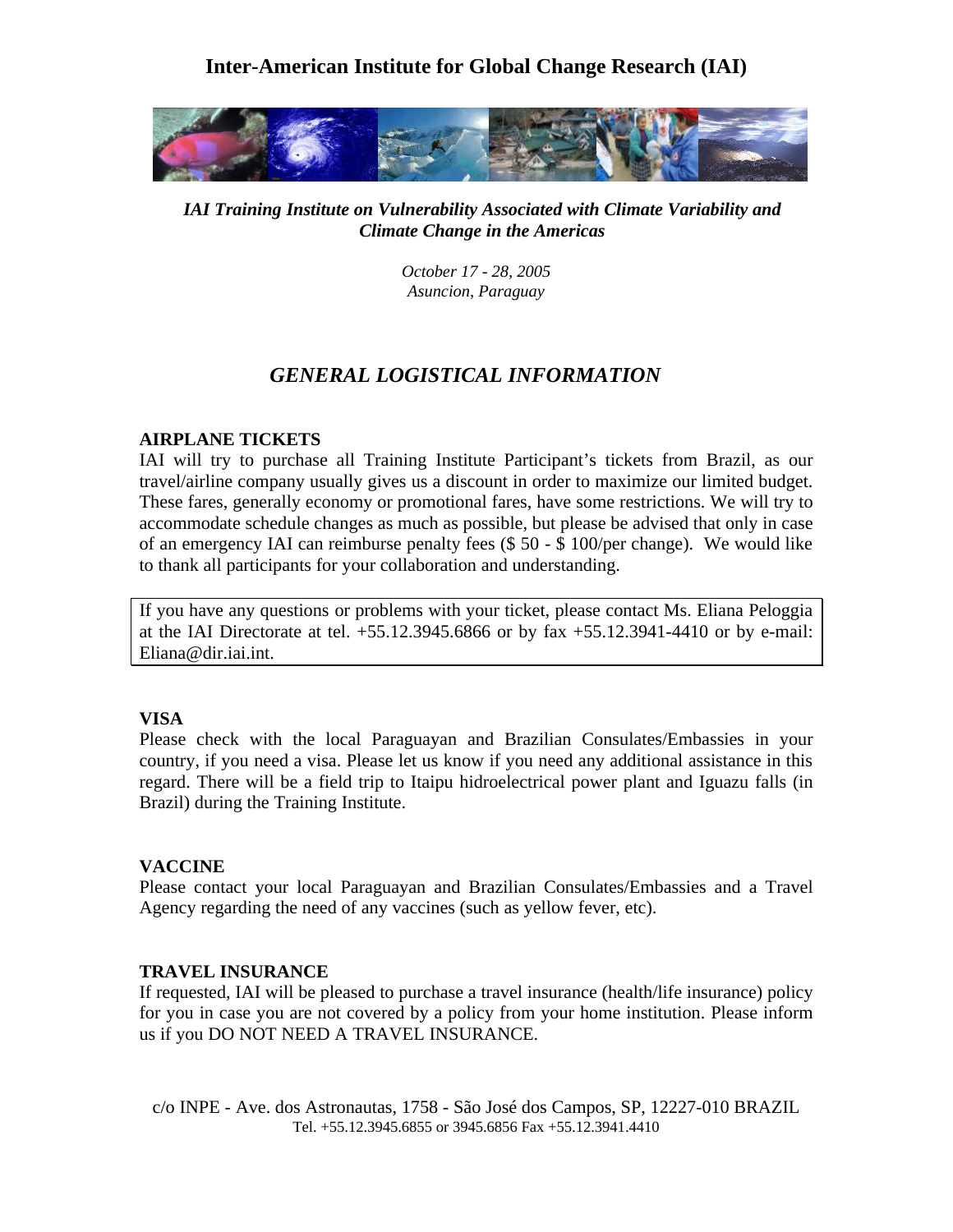# Inter-American Institute for Global Change Research (IAI)

***IAI Training Institute on Vulnerability Associated with Climate Variability and Climate Change in the Americas***

*October 17 - 28, 2005*
*Asuncion, Paraguay*

## *GENERAL LOGISTICAL INFORMATION*

### AIRPLANE TICKETS

IAI will try to purchase all Training Institute Participant's tickets from Brazil, as our travel/airline company usually gives us a discount in order to maximize our limited budget. These fares, generally economy or promotional fares, have some restrictions. We will try to accommodate schedule changes as much as possible, but please be advised that only in case of an emergency IAI can reimburse penalty fees ($ 50 - $ 100/per change). We would like to thank all participants for your collaboration and understanding.

If you have any questions or problems with your ticket, please contact Ms. Eliana Peloggia at the IAI Directorate at tel. +55.12.3945.6866 or by fax +55.12.3941-4410 or by e-mail: Eliana@dir.iai.int.

### VISA

Please check with the local Paraguayan and Brazilian Consulates/Embassies in your country, if you need a visa. Please let us know if you need any additional assistance in this regard. There will be a field trip to Itaipu hidroelectrical power plant and Iguazu falls (in Brazil) during the Training Institute.

### VACCINE

Please contact your local Paraguayan and Brazilian Consulates/Embassies and a Travel Agency regarding the need of any vaccines (such as yellow fever, etc).

### TRAVEL INSURANCE

If requested, IAI will be pleased to purchase a travel insurance (health/life insurance) policy for you in case you are not covered by a policy from your home institution. Please inform us if you DO NOT NEED A TRAVEL INSURANCE.

c/o INPE - Ave. dos Astronautas, 1758 - São José dos Campos, SP, 12227-010 BRAZIL
Tel. +55.12.3945.6855 or 3945.6856 Fax +55.12.3941.4410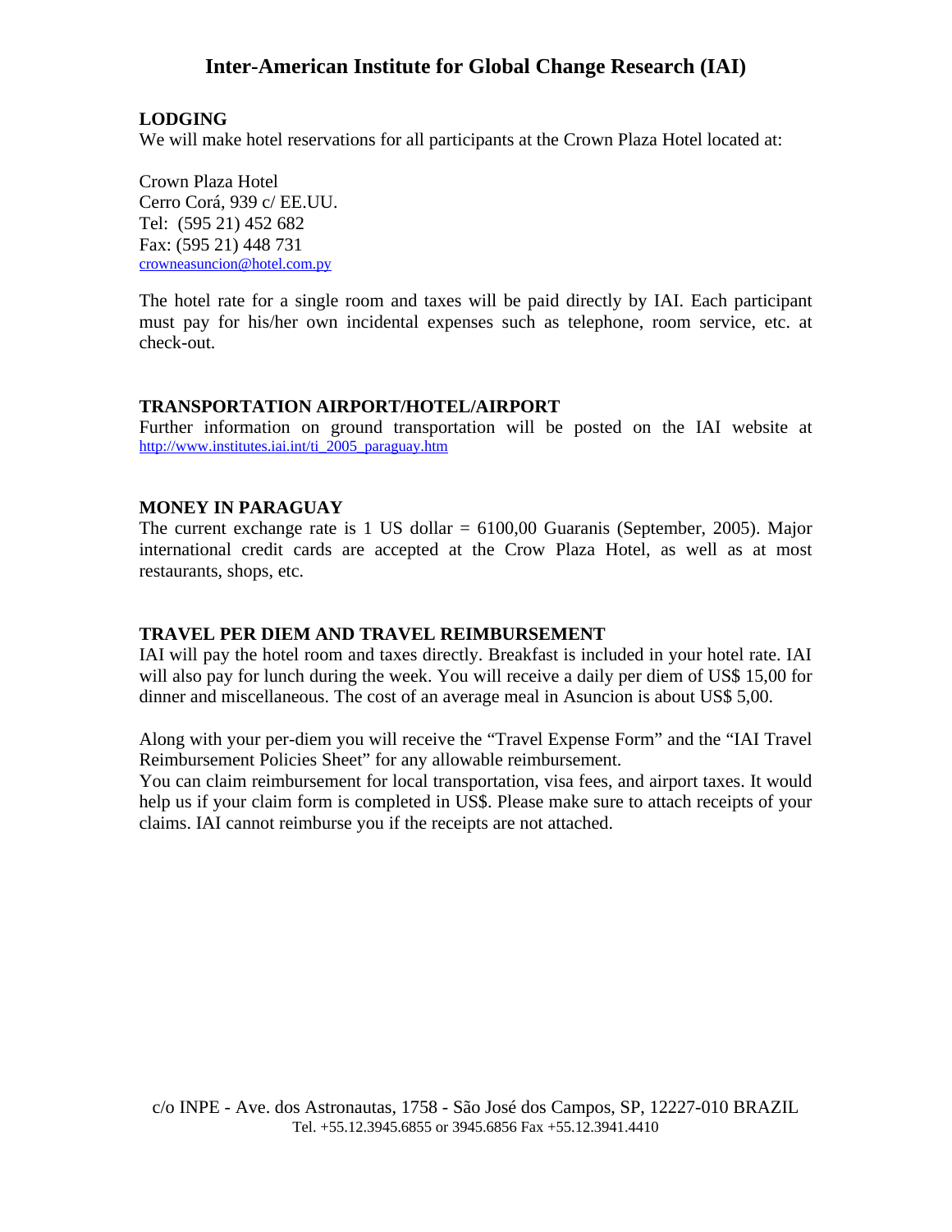# Inter-American Institute for Global Change Research (IAI)

## LODGING

We will make hotel reservations for all participants at the Crown Plaza Hotel located at:

Crown Plaza Hotel
Cerro Corá, 939 c/ EE.UU.
Tel: (595 21) 452 682
Fax: (595 21) 448 731
crowneasuncion@hotel.com.py

The hotel rate for a single room and taxes will be paid directly by IAI. Each participant must pay for his/her own incidental expenses such as telephone, room service, etc. at check-out.

## TRANSPORTATION AIRPORT/HOTEL/AIRPORT

Further information on ground transportation will be posted on the IAI website at http://www.institutes.iai.int/ti_2005_paraguay.htm

## MONEY IN PARAGUAY

The current exchange rate is 1 US dollar = 6100,00 Guaranis (September, 2005). Major international credit cards are accepted at the Crow Plaza Hotel, as well as at most restaurants, shops, etc.

## TRAVEL PER DIEM AND TRAVEL REIMBURSEMENT

IAI will pay the hotel room and taxes directly. Breakfast is included in your hotel rate. IAI will also pay for lunch during the week. You will receive a daily per diem of US$ 15,00 for dinner and miscellaneous. The cost of an average meal in Asuncion is about US$ 5,00.

Along with your per-diem you will receive the "Travel Expense Form" and the "IAI Travel Reimbursement Policies Sheet" for any allowable reimbursement.
You can claim reimbursement for local transportation, visa fees, and airport taxes. It would help us if your claim form is completed in US$. Please make sure to attach receipts of your claims. IAI cannot reimburse you if the receipts are not attached.

c/o INPE - Ave. dos Astronautas, 1758 - São José dos Campos, SP, 12227-010 BRAZIL
Tel. +55.12.3945.6855 or 3945.6856 Fax +55.12.3941.4410